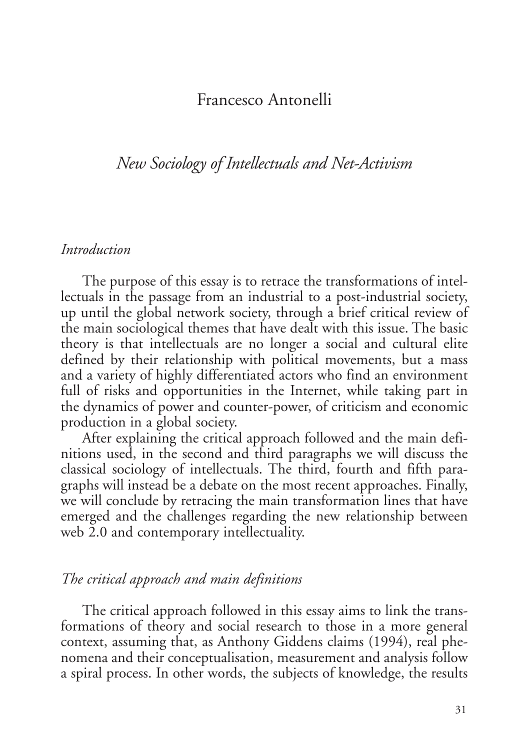Francesco Antonelli

# *New Sociology of Intellectuals and Net-Activism*

## *Introduction*

The purpose of this essay is to retrace the transformations of intellectuals in the passage from an industrial to a post-industrial society, up until the global network society, through a brief critical review of the main sociological themes that have dealt with this issue. The basic theory is that intellectuals are no longer a social and cultural elite defined by their relationship with political movements, but a mass and a variety of highly differentiated actors who find an environment full of risks and opportunities in the Internet, while taking part in the dynamics of power and counter-power, of criticism and economic production in a global society.

After explaining the critical approach followed and the main definitions used, in the second and third paragraphs we will discuss the classical sociology of intellectuals. The third, fourth and fifth paragraphs will instead be a debate on the most recent approaches. Finally, we will conclude by retracing the main transformation lines that have emerged and the challenges regarding the new relationship between web 2.0 and contemporary intellectuality.

## *The critical approach and main definitions*

The critical approach followed in this essay aims to link the transformations of theory and social research to those in a more general context, assuming that, as Anthony Giddens claims (1994), real phenomena and their conceptualisation, measurement and analysis follow a spiral process. In other words, the subjects of knowledge, the results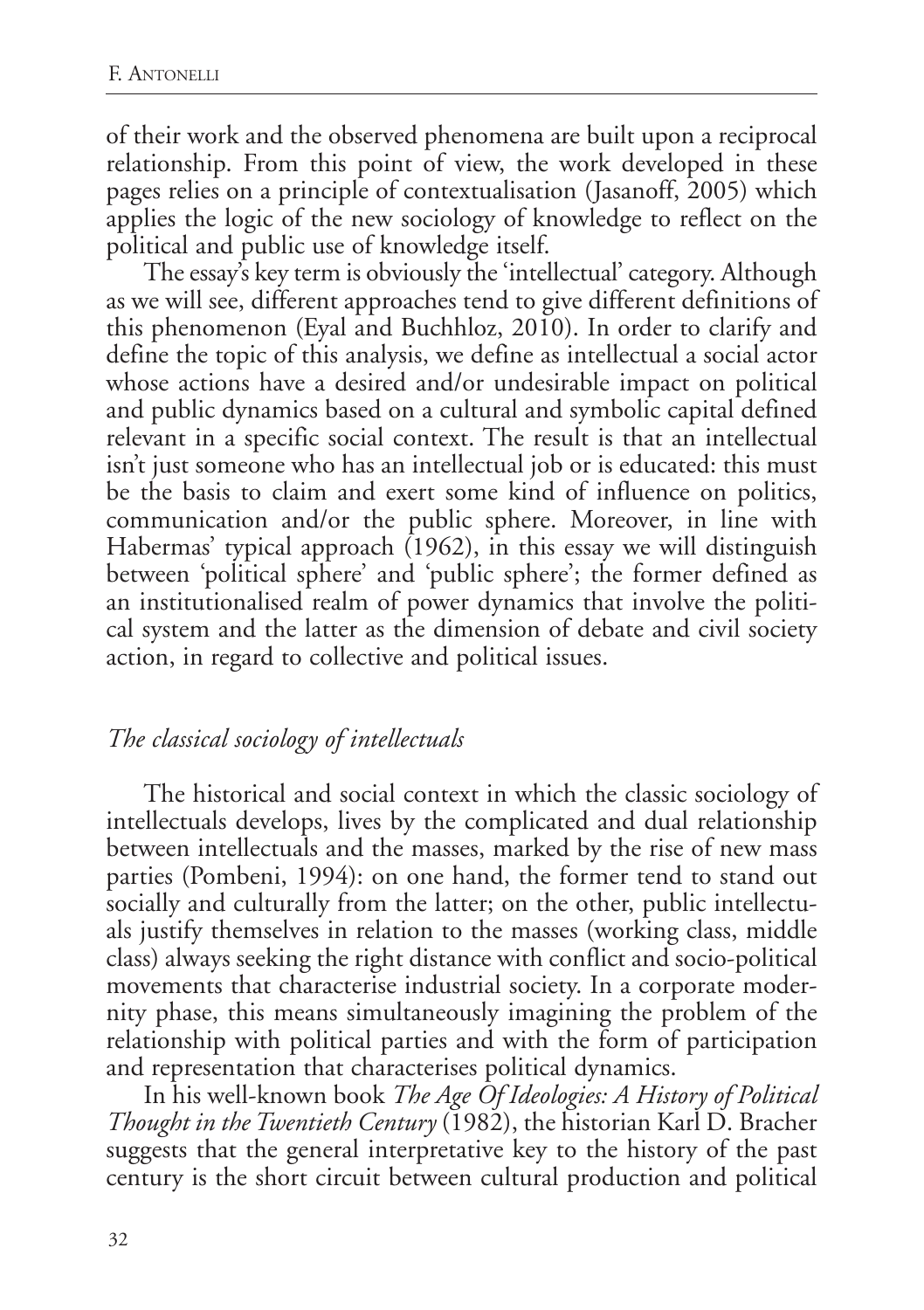of their work and the observed phenomena are built upon a reciprocal relationship. From this point of view, the work developed in these pages relies on a principle of contextualisation (Jasanoff, 2005) which applies the logic of the new sociology of knowledge to reflect on the political and public use of knowledge itself.

The essay's key term is obviously the 'intellectual' category. Although as we will see, different approaches tend to give different definitions of this phenomenon (Eyal and Buchhloz, 2010). In order to clarify and define the topic of this analysis, we define as intellectual a social actor whose actions have a desired and/or undesirable impact on political and public dynamics based on a cultural and symbolic capital defined relevant in a specific social context. The result is that an intellectual isn't just someone who has an intellectual job or is educated: this must be the basis to claim and exert some kind of influence on politics, communication and/or the public sphere. Moreover, in line with Habermas' typical approach (1962), in this essay we will distinguish between 'political sphere' and 'public sphere'; the former defined as an institutionalised realm of power dynamics that involve the political system and the latter as the dimension of debate and civil society action, in regard to collective and political issues.

## *The classical sociology of intellectuals*

The historical and social context in which the classic sociology of intellectuals develops, lives by the complicated and dual relationship between intellectuals and the masses, marked by the rise of new mass parties (Pombeni, 1994): on one hand, the former tend to stand out socially and culturally from the latter; on the other, public intellectuals justify themselves in relation to the masses (working class, middle class) always seeking the right distance with conflict and socio-political movements that characterise industrial society. In a corporate modernity phase, this means simultaneously imagining the problem of the relationship with political parties and with the form of participation and representation that characterises political dynamics.

In his well-known book *The Age Of Ideologies: A History of Political Thought in the Twentieth Century* (1982), the historian Karl D. Bracher suggests that the general interpretative key to the history of the past century is the short circuit between cultural production and political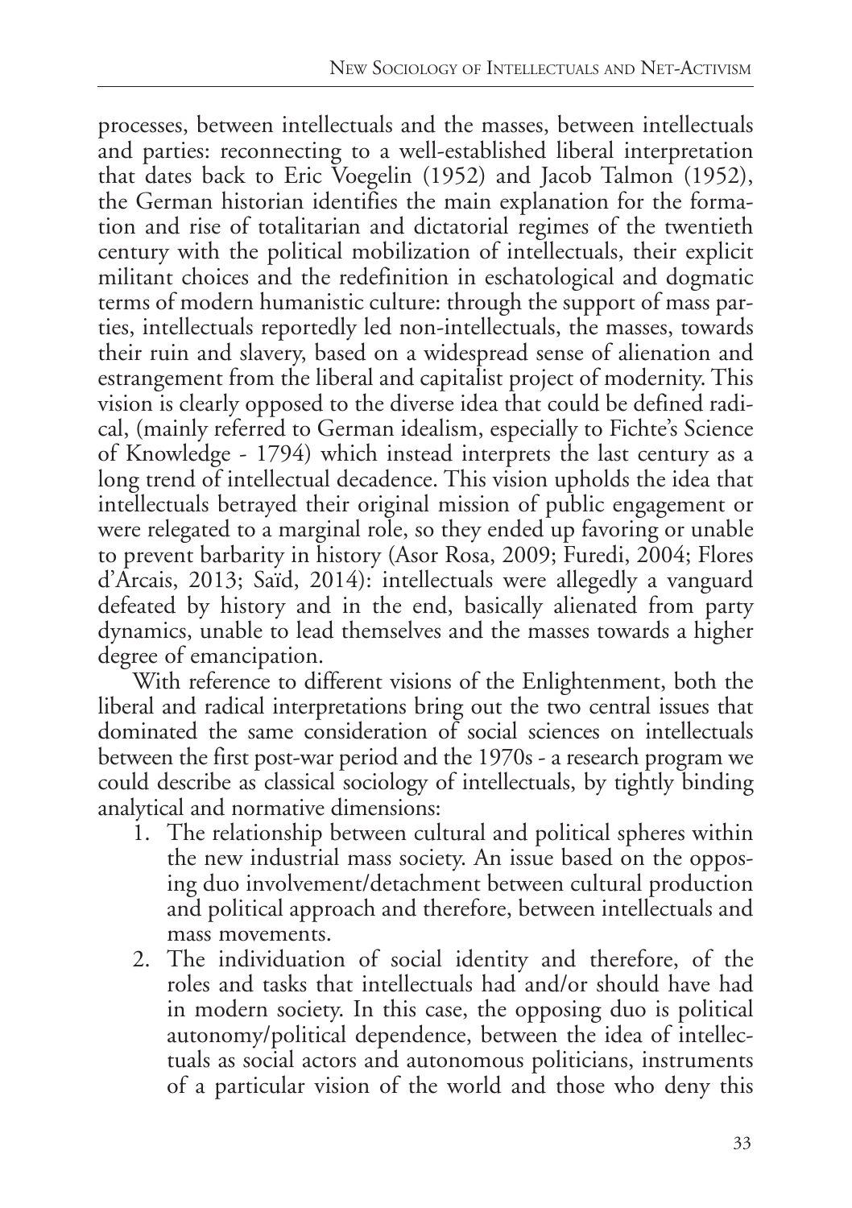processes, between intellectuals and the masses, between intellectuals and parties: reconnecting to a well-established liberal interpretation that dates back to Eric Voegelin (1952) and Jacob Talmon (1952), the German historian identifies the main explanation for the formation and rise of totalitarian and dictatorial regimes of the twentieth century with the political mobilization of intellectuals, their explicit militant choices and the redefinition in eschatological and dogmatic terms of modern humanistic culture: through the support of mass parties, intellectuals reportedly led non-intellectuals, the masses, towards their ruin and slavery, based on a widespread sense of alienation and estrangement from the liberal and capitalist project of modernity. This vision is clearly opposed to the diverse idea that could be defined radical, (mainly referred to German idealism, especially to Fichte's Science of Knowledge - 1794) which instead interprets the last century as a long trend of intellectual decadence. This vision upholds the idea that intellectuals betrayed their original mission of public engagement or were relegated to a marginal role, so they ended up favoring or unable to prevent barbarity in history (Asor Rosa, 2009; Furedi, 2004; Flores d'Arcais, 2013; Saïd, 2014): intellectuals were allegedly a vanguard defeated by history and in the end, basically alienated from party dynamics, unable to lead themselves and the masses towards a higher degree of emancipation.

With reference to different visions of the Enlightenment, both the liberal and radical interpretations bring out the two central issues that dominated the same consideration of social sciences on intellectuals between the first post-war period and the 1970s - a research program we could describe as classical sociology of intellectuals, by tightly binding analytical and normative dimensions:

1. The relationship between cultural and political spheres within the new industrial mass society. An issue based on the opposing duo involvement/detachment between cultural production and political approach and therefore, between intellectuals and mass movements.
2. The individuation of social identity and therefore, of the roles and tasks that intellectuals had and/or should have had in modern society. In this case, the opposing duo is political autonomy/political dependence, between the idea of intellectuals as social actors and autonomous politicians, instruments of a particular vision of the world and those who deny this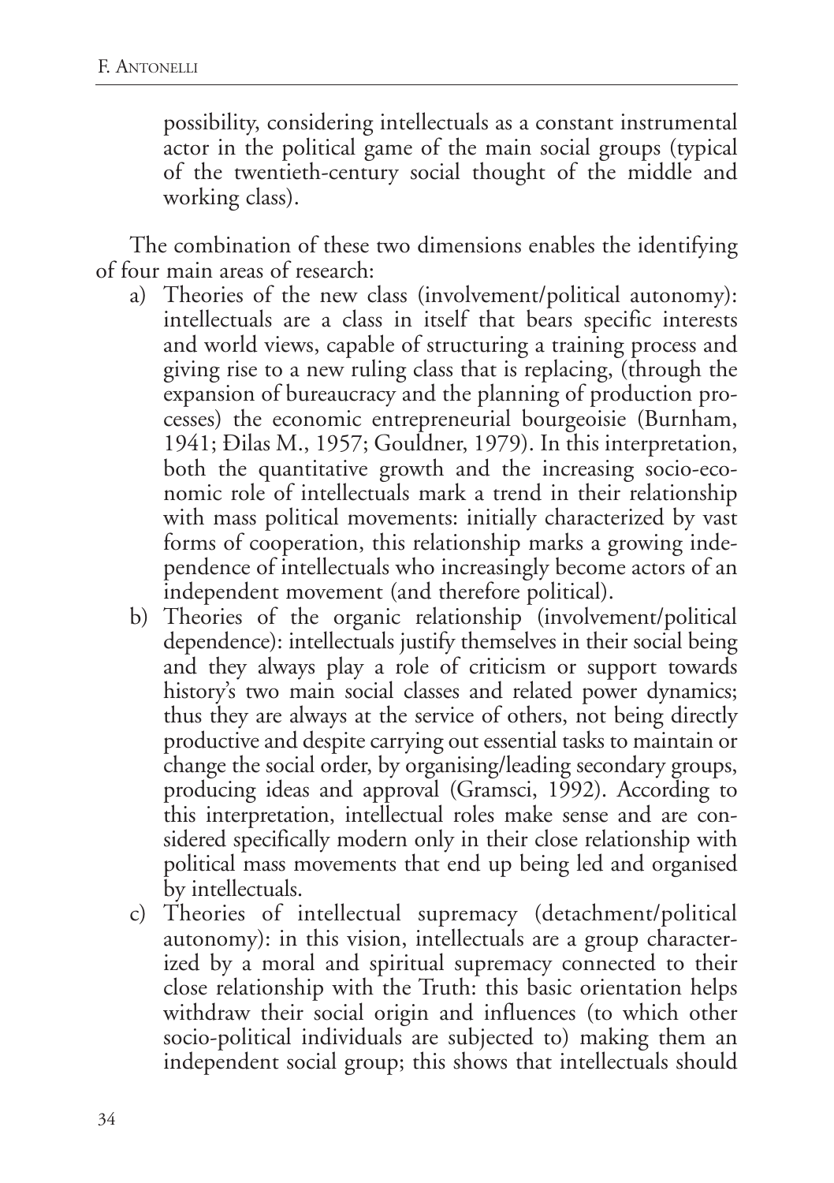possibility, considering intellectuals as a constant instrumental actor in the political game of the main social groups (typical of the twentieth-century social thought of the middle and working class).

The combination of these two dimensions enables the identifying of four main areas of research:

a) Theories of the new class (involvement/political autonomy): intellectuals are a class in itself that bears specific interests and world views, capable of structuring a training process and giving rise to a new ruling class that is replacing, (through the expansion of bureaucracy and the planning of production processes) the economic entrepreneurial bourgeoisie (Burnham, 1941; Đilas M., 1957; Gouldner, 1979). In this interpretation, both the quantitative growth and the increasing socio-economic role of intellectuals mark a trend in their relationship with mass political movements: initially characterized by vast forms of cooperation, this relationship marks a growing independence of intellectuals who increasingly become actors of an independent movement (and therefore political).
b) Theories of the organic relationship (involvement/political dependence): intellectuals justify themselves in their social being and they always play a role of criticism or support towards history's two main social classes and related power dynamics; thus they are always at the service of others, not being directly productive and despite carrying out essential tasks to maintain or change the social order, by organising/leading secondary groups, producing ideas and approval (Gramsci, 1992). According to this interpretation, intellectual roles make sense and are considered specifically modern only in their close relationship with political mass movements that end up being led and organised by intellectuals.
c) Theories of intellectual supremacy (detachment/political autonomy): in this vision, intellectuals are a group characterized by a moral and spiritual supremacy connected to their close relationship with the Truth: this basic orientation helps withdraw their social origin and influences (to which other socio-political individuals are subjected to) making them an independent social group; this shows that intellectuals should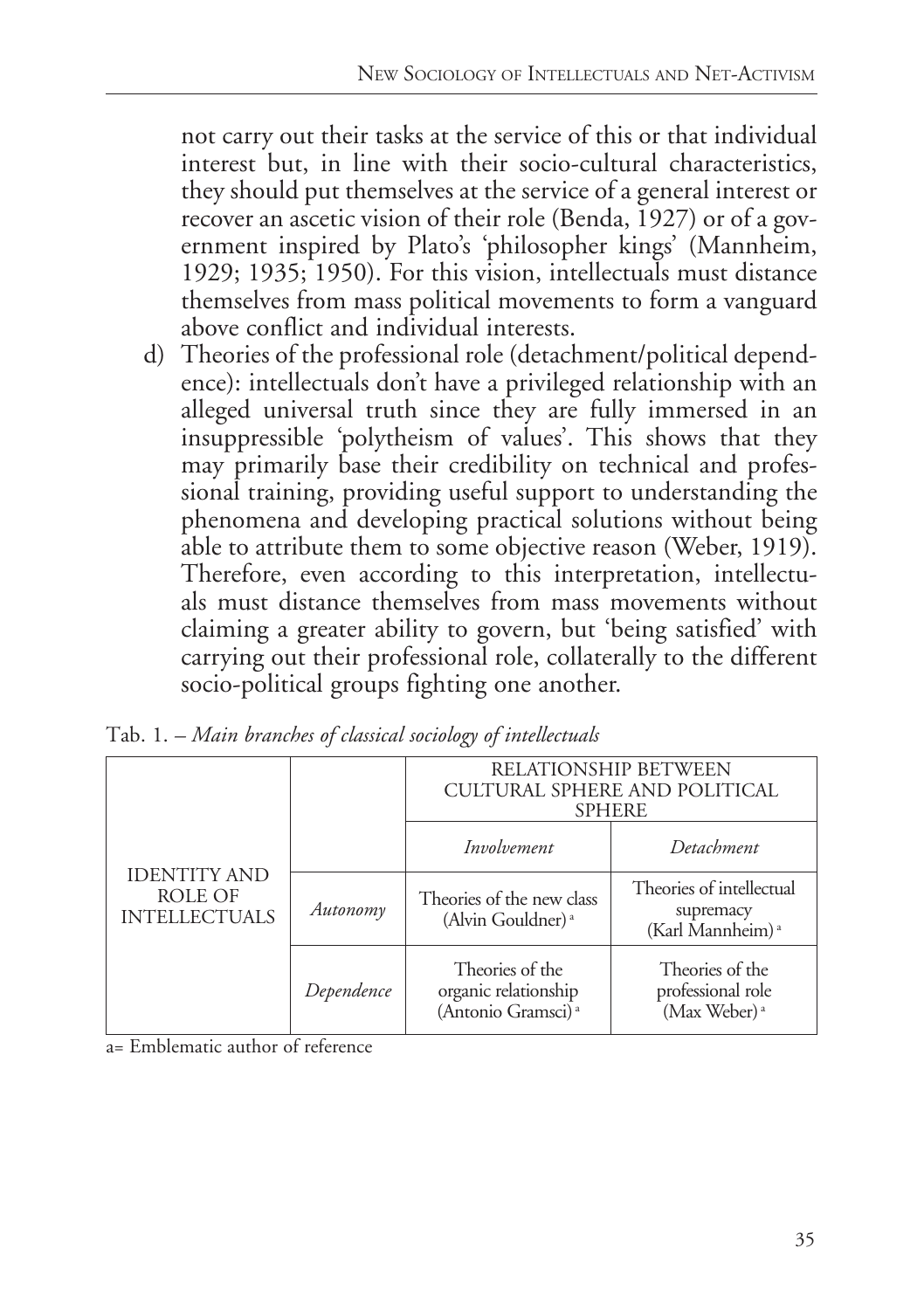not carry out their tasks at the service of this or that individual interest but, in line with their socio-cultural characteristics, they should put themselves at the service of a general interest or recover an ascetic vision of their role (Benda, 1927) or of a government inspired by Plato's 'philosopher kings' (Mannheim, 1929; 1935; 1950). For this vision, intellectuals must distance themselves from mass political movements to form a vanguard above conflict and individual interests.

d) Theories of the professional role (detachment/political dependence): intellectuals don't have a privileged relationship with an alleged universal truth since they are fully immersed in an insuppressible 'polytheism of values'. This shows that they may primarily base their credibility on technical and professional training, providing useful support to understanding the phenomena and developing practical solutions without being able to attribute them to some objective reason (Weber, 1919). Therefore, even according to this interpretation, intellectuals must distance themselves from mass movements without claiming a greater ability to govern, but 'being satisfied' with carrying out their professional role, collaterally to the different socio-political groups fighting one another.

Tab. 1. – *Main branches of classical sociology of intellectuals*

| | | RELATIONSHIP BETWEEN CULTURAL SPHERE AND POLITICAL SPHERE | |
|---|---|---|---|
| | | *Involvement* | *Detachment* |
| IDENTITY AND ROLE OF INTELLECTUALS | *Autonomy* | Theories of the new class (Alvin Gouldner) [a] | Theories of intellectual supremacy (Karl Mannheim) [a] |
| | *Dependence* | Theories of the organic relationship (Antonio Gramsci) [a] | Theories of the professional role (Max Weber) [a] |

a= Emblematic author of reference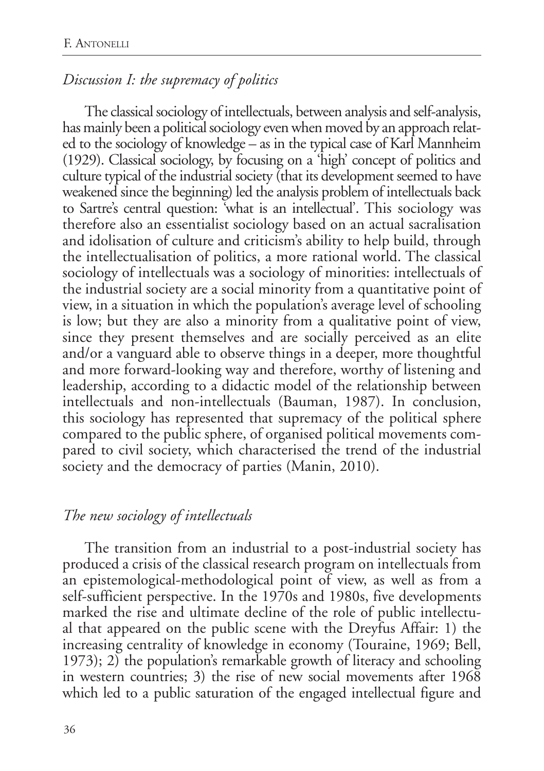### *Discussion I: the supremacy of politics*

The classical sociology of intellectuals, between analysis and self-analysis, has mainly been a political sociology even when moved by an approach related to the sociology of knowledge – as in the typical case of Karl Mannheim (1929). Classical sociology, by focusing on a 'high' concept of politics and culture typical of the industrial society (that its development seemed to have weakened since the beginning) led the analysis problem of intellectuals back to Sartre's central question: 'what is an intellectual'. This sociology was therefore also an essentialist sociology based on an actual sacralisation and idolisation of culture and criticism's ability to help build, through the intellectualisation of politics, a more rational world. The classical sociology of intellectuals was a sociology of minorities: intellectuals of the industrial society are a social minority from a quantitative point of view, in a situation in which the population's average level of schooling is low; but they are also a minority from a qualitative point of view, since they present themselves and are socially perceived as an elite and/or a vanguard able to observe things in a deeper, more thoughtful and more forward-looking way and therefore, worthy of listening and leadership, according to a didactic model of the relationship between intellectuals and non-intellectuals (Bauman, 1987). In conclusion, this sociology has represented that supremacy of the political sphere compared to the public sphere, of organised political movements compared to civil society, which characterised the trend of the industrial society and the democracy of parties (Manin, 2010).

### *The new sociology of intellectuals*

The transition from an industrial to a post-industrial society has produced a crisis of the classical research program on intellectuals from an epistemological-methodological point of view, as well as from a self-sufficient perspective. In the 1970s and 1980s, five developments marked the rise and ultimate decline of the role of public intellectual that appeared on the public scene with the Dreyfus Affair: 1) the increasing centrality of knowledge in economy (Touraine, 1969; Bell, 1973); 2) the population's remarkable growth of literacy and schooling in western countries; 3) the rise of new social movements after 1968 which led to a public saturation of the engaged intellectual figure and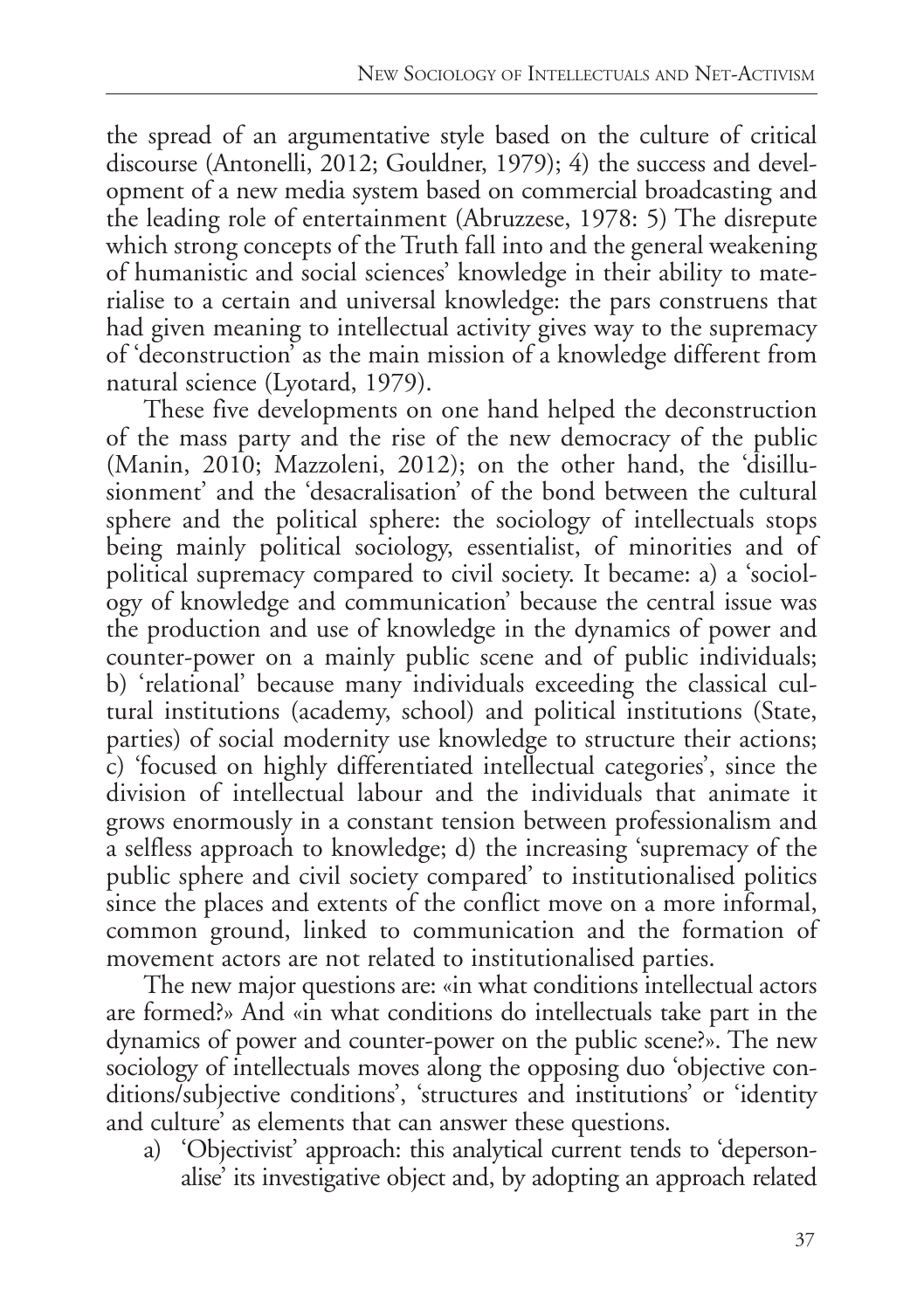the spread of an argumentative style based on the culture of critical discourse (Antonelli, 2012; Gouldner, 1979); 4) the success and development of a new media system based on commercial broadcasting and the leading role of entertainment (Abruzzese, 1978: 5) The disrepute which strong concepts of the Truth fall into and the general weakening of humanistic and social sciences' knowledge in their ability to materialise to a certain and universal knowledge: the pars construens that had given meaning to intellectual activity gives way to the supremacy of 'deconstruction' as the main mission of a knowledge different from natural science (Lyotard, 1979).

These five developments on one hand helped the deconstruction of the mass party and the rise of the new democracy of the public (Manin, 2010; Mazzoleni, 2012); on the other hand, the 'disillusionment' and the 'desacralisation' of the bond between the cultural sphere and the political sphere: the sociology of intellectuals stops being mainly political sociology, essentialist, of minorities and of political supremacy compared to civil society. It became: a) a 'sociology of knowledge and communication' because the central issue was the production and use of knowledge in the dynamics of power and counter-power on a mainly public scene and of public individuals; b) 'relational' because many individuals exceeding the classical cultural institutions (academy, school) and political institutions (State, parties) of social modernity use knowledge to structure their actions; c) 'focused on highly differentiated intellectual categories', since the division of intellectual labour and the individuals that animate it grows enormously in a constant tension between professionalism and a selfless approach to knowledge; d) the increasing 'supremacy of the public sphere and civil society compared' to institutionalised politics since the places and extents of the conflict move on a more informal, common ground, linked to communication and the formation of movement actors are not related to institutionalised parties.

The new major questions are: «in what conditions intellectual actors are formed?» And «in what conditions do intellectuals take part in the dynamics of power and counter-power on the public scene?». The new sociology of intellectuals moves along the opposing duo 'objective conditions/subjective conditions', 'structures and institutions' or 'identity and culture' as elements that can answer these questions.

a) 'Objectivist' approach: this analytical current tends to 'depersonalise' its investigative object and, by adopting an approach related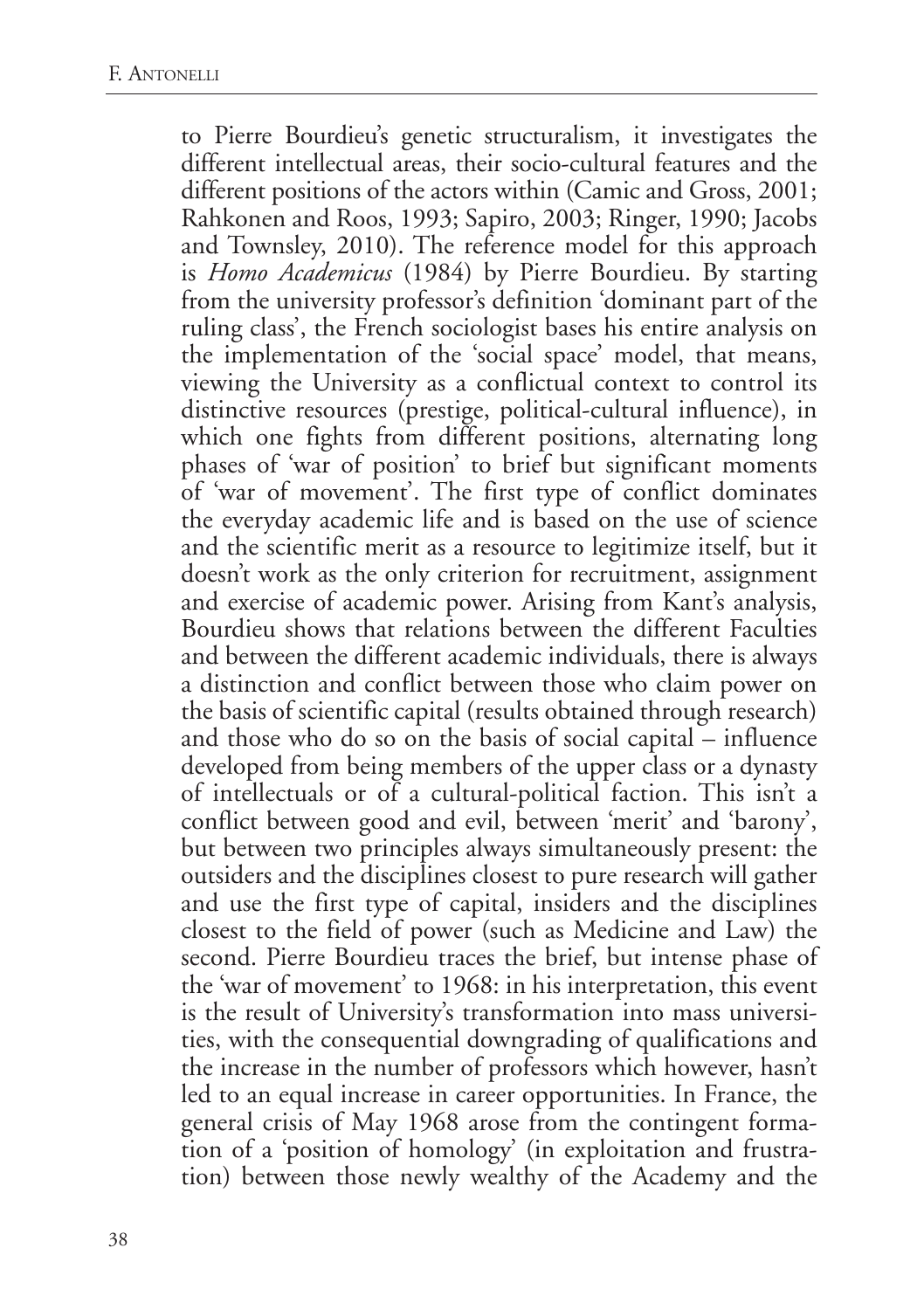to Pierre Bourdieu's genetic structuralism, it investigates the different intellectual areas, their socio-cultural features and the different positions of the actors within (Camic and Gross, 2001; Rahkonen and Roos, 1993; Sapiro, 2003; Ringer, 1990; Jacobs and Townsley, 2010). The reference model for this approach is *Homo Academicus* (1984) by Pierre Bourdieu. By starting from the university professor's definition 'dominant part of the ruling class', the French sociologist bases his entire analysis on the implementation of the 'social space' model, that means, viewing the University as a conflictual context to control its distinctive resources (prestige, political-cultural influence), in which one fights from different positions, alternating long phases of 'war of position' to brief but significant moments of 'war of movement'. The first type of conflict dominates the everyday academic life and is based on the use of science and the scientific merit as a resource to legitimize itself, but it doesn't work as the only criterion for recruitment, assignment and exercise of academic power. Arising from Kant's analysis, Bourdieu shows that relations between the different Faculties and between the different academic individuals, there is always a distinction and conflict between those who claim power on the basis of scientific capital (results obtained through research) and those who do so on the basis of social capital – influence developed from being members of the upper class or a dynasty of intellectuals or of a cultural-political faction. This isn't a conflict between good and evil, between 'merit' and 'barony', but between two principles always simultaneously present: the outsiders and the disciplines closest to pure research will gather and use the first type of capital, insiders and the disciplines closest to the field of power (such as Medicine and Law) the second. Pierre Bourdieu traces the brief, but intense phase of the 'war of movement' to 1968: in his interpretation, this event is the result of University's transformation into mass universities, with the consequential downgrading of qualifications and the increase in the number of professors which however, hasn't led to an equal increase in career opportunities. In France, the general crisis of May 1968 arose from the contingent formation of a 'position of homology' (in exploitation and frustration) between those newly wealthy of the Academy and the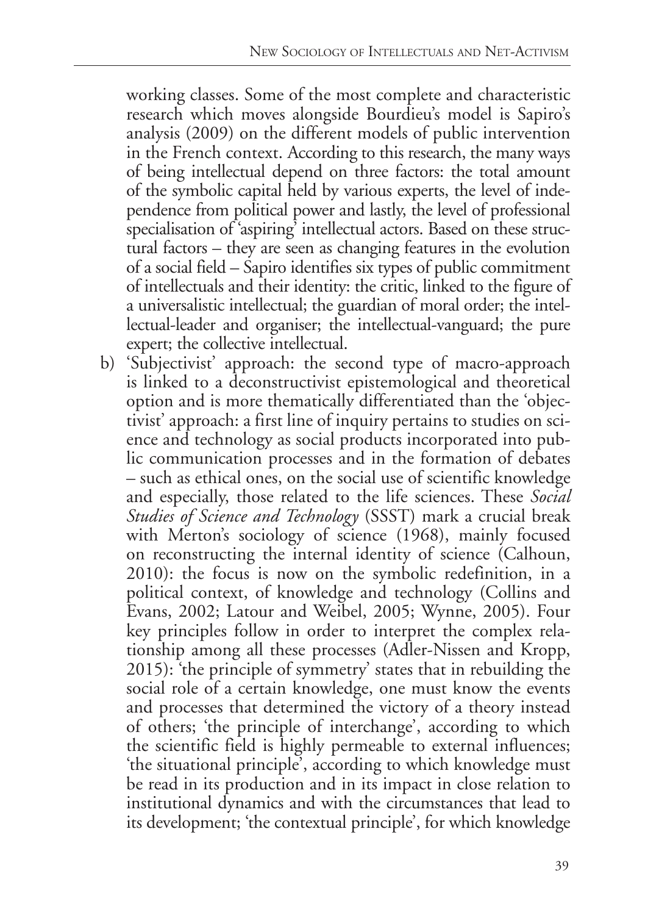working classes. Some of the most complete and characteristic research which moves alongside Bourdieu's model is Sapiro's analysis (2009) on the different models of public intervention in the French context. According to this research, the many ways of being intellectual depend on three factors: the total amount of the symbolic capital held by various experts, the level of independence from political power and lastly, the level of professional specialisation of 'aspiring' intellectual actors. Based on these structural factors – they are seen as changing features in the evolution of a social field – Sapiro identifies six types of public commitment of intellectuals and their identity: the critic, linked to the figure of a universalistic intellectual; the guardian of moral order; the intellectual-leader and organiser; the intellectual-vanguard; the pure expert; the collective intellectual.

b) 'Subjectivist' approach: the second type of macro-approach is linked to a deconstructivist epistemological and theoretical option and is more thematically differentiated than the 'objectivist' approach: a first line of inquiry pertains to studies on science and technology as social products incorporated into public communication processes and in the formation of debates – such as ethical ones, on the social use of scientific knowledge and especially, those related to the life sciences. These *Social Studies of Science and Technology* (SSST) mark a crucial break with Merton's sociology of science (1968), mainly focused on reconstructing the internal identity of science (Calhoun, 2010): the focus is now on the symbolic redefinition, in a political context, of knowledge and technology (Collins and Evans, 2002; Latour and Weibel, 2005; Wynne, 2005). Four key principles follow in order to interpret the complex relationship among all these processes (Adler-Nissen and Kropp, 2015): 'the principle of symmetry' states that in rebuilding the social role of a certain knowledge, one must know the events and processes that determined the victory of a theory instead of others; 'the principle of interchange', according to which the scientific field is highly permeable to external influences; 'the situational principle', according to which knowledge must be read in its production and in its impact in close relation to institutional dynamics and with the circumstances that lead to its development; 'the contextual principle', for which knowledge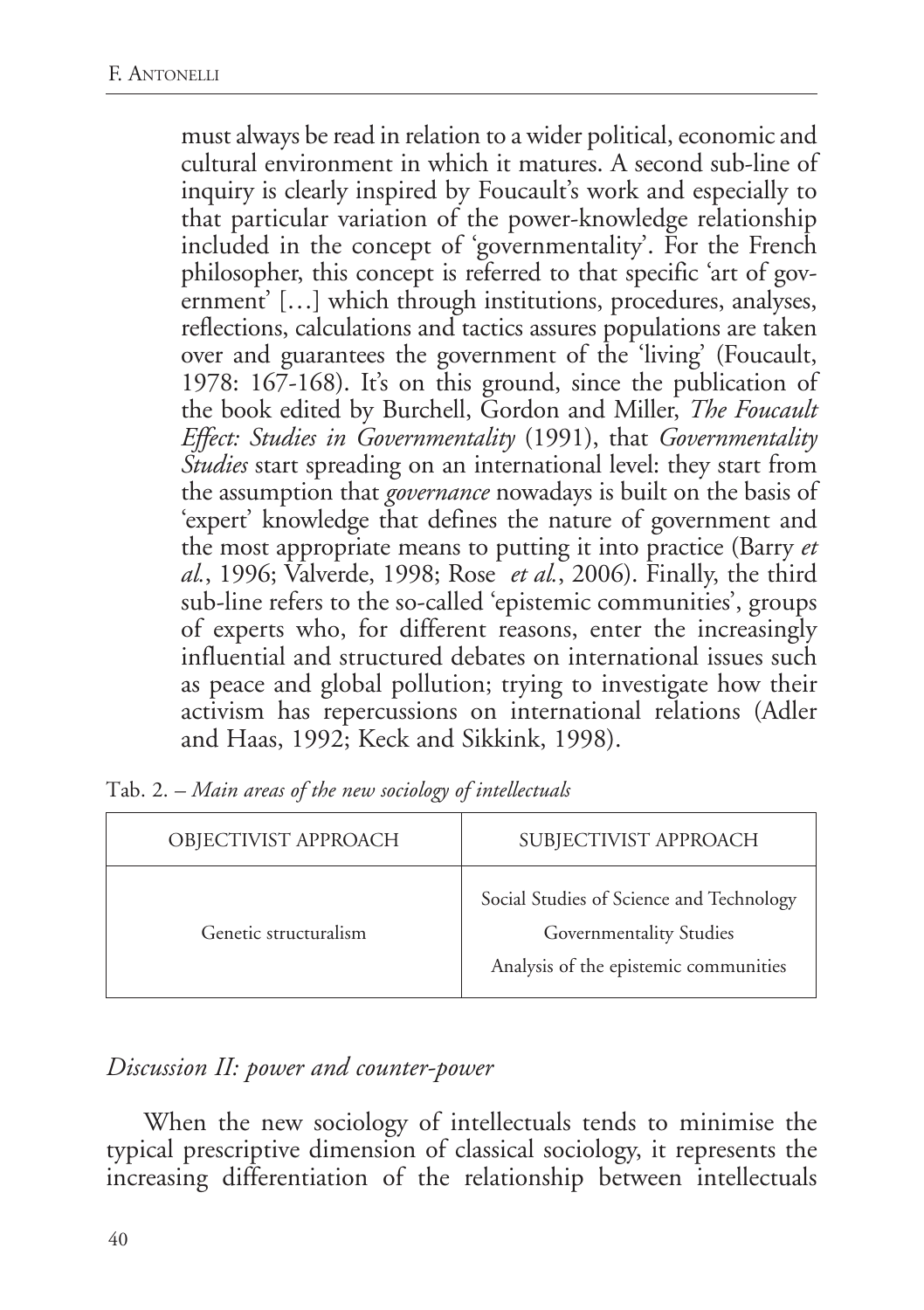must always be read in relation to a wider political, economic and cultural environment in which it matures. A second sub-line of inquiry is clearly inspired by Foucault's work and especially to that particular variation of the power-knowledge relationship included in the concept of 'governmentality'. For the French philosopher, this concept is referred to that specific 'art of government' […] which through institutions, procedures, analyses, reflections, calculations and tactics assures populations are taken over and guarantees the government of the 'living' (Foucault, 1978: 167-168). It's on this ground, since the publication of the book edited by Burchell, Gordon and Miller, *The Foucault Effect: Studies in Governmentality* (1991), that *Governmentality Studies* start spreading on an international level: they start from the assumption that *governance* nowadays is built on the basis of 'expert' knowledge that defines the nature of government and the most appropriate means to putting it into practice (Barry *et al.*, 1996; Valverde, 1998; Rose *et al.*, 2006). Finally, the third sub-line refers to the so-called 'epistemic communities', groups of experts who, for different reasons, enter the increasingly influential and structured debates on international issues such as peace and global pollution; trying to investigate how their activism has repercussions on international relations (Adler and Haas, 1992; Keck and Sikkink, 1998).

Tab. 2. – *Main areas of the new sociology of intellectuals*

| OBJECTIVIST APPROACH | SUBJECTIVIST APPROACH |
| --- | --- |
| Genetic structuralism | Social Studies of Science and Technology<br>Governmentality Studies<br>Analysis of the epistemic communities |

## *Discussion II: power and counter-power*

When the new sociology of intellectuals tends to minimise the typical prescriptive dimension of classical sociology, it represents the increasing differentiation of the relationship between intellectuals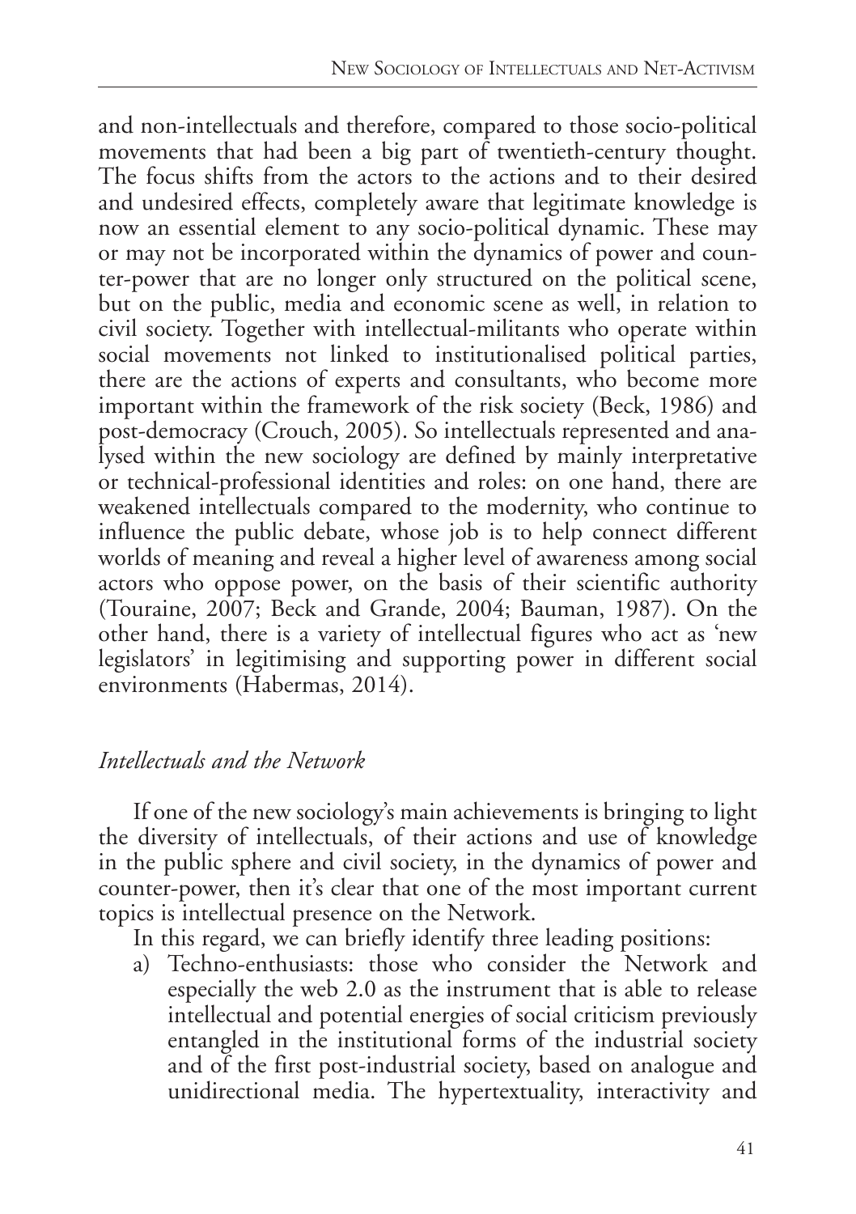and non-intellectuals and therefore, compared to those socio-political movements that had been a big part of twentieth-century thought. The focus shifts from the actors to the actions and to their desired and undesired effects, completely aware that legitimate knowledge is now an essential element to any socio-political dynamic. These may or may not be incorporated within the dynamics of power and counter-power that are no longer only structured on the political scene, but on the public, media and economic scene as well, in relation to civil society. Together with intellectual-militants who operate within social movements not linked to institutionalised political parties, there are the actions of experts and consultants, who become more important within the framework of the risk society (Beck, 1986) and post-democracy (Crouch, 2005). So intellectuals represented and analysed within the new sociology are defined by mainly interpretative or technical-professional identities and roles: on one hand, there are weakened intellectuals compared to the modernity, who continue to influence the public debate, whose job is to help connect different worlds of meaning and reveal a higher level of awareness among social actors who oppose power, on the basis of their scientific authority (Touraine, 2007; Beck and Grande, 2004; Bauman, 1987). On the other hand, there is a variety of intellectual figures who act as 'new legislators' in legitimising and supporting power in different social environments (Habermas, 2014).

### *Intellectuals and the Network*

If one of the new sociology's main achievements is bringing to light the diversity of intellectuals, of their actions and use of knowledge in the public sphere and civil society, in the dynamics of power and counter-power, then it's clear that one of the most important current topics is intellectual presence on the Network.

In this regard, we can briefly identify three leading positions:

a) Techno-enthusiasts: those who consider the Network and especially the web 2.0 as the instrument that is able to release intellectual and potential energies of social criticism previously entangled in the institutional forms of the industrial society and of the first post-industrial society, based on analogue and unidirectional media. The hypertextuality, interactivity and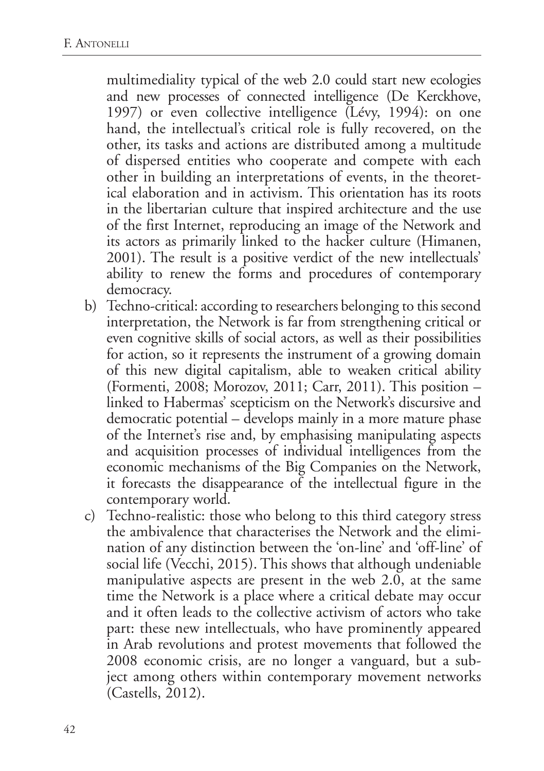multimediality typical of the web 2.0 could start new ecologies and new processes of connected intelligence (De Kerckhove, 1997) or even collective intelligence (Lévy, 1994): on one hand, the intellectual's critical role is fully recovered, on the other, its tasks and actions are distributed among a multitude of dispersed entities who cooperate and compete with each other in building an interpretations of events, in the theoretical elaboration and in activism. This orientation has its roots in the libertarian culture that inspired architecture and the use of the first Internet, reproducing an image of the Network and its actors as primarily linked to the hacker culture (Himanen, 2001). The result is a positive verdict of the new intellectuals' ability to renew the forms and procedures of contemporary democracy.

b) Techno-critical: according to researchers belonging to this second interpretation, the Network is far from strengthening critical or even cognitive skills of social actors, as well as their possibilities for action, so it represents the instrument of a growing domain of this new digital capitalism, able to weaken critical ability (Formenti, 2008; Morozov, 2011; Carr, 2011). This position – linked to Habermas' scepticism on the Network's discursive and democratic potential – develops mainly in a more mature phase of the Internet's rise and, by emphasising manipulating aspects and acquisition processes of individual intelligences from the economic mechanisms of the Big Companies on the Network, it forecasts the disappearance of the intellectual figure in the contemporary world.

c) Techno-realistic: those who belong to this third category stress the ambivalence that characterises the Network and the elimination of any distinction between the 'on-line' and 'off-line' of social life (Vecchi, 2015). This shows that although undeniable manipulative aspects are present in the web 2.0, at the same time the Network is a place where a critical debate may occur and it often leads to the collective activism of actors who take part: these new intellectuals, who have prominently appeared in Arab revolutions and protest movements that followed the 2008 economic crisis, are no longer a vanguard, but a subject among others within contemporary movement networks (Castells, 2012).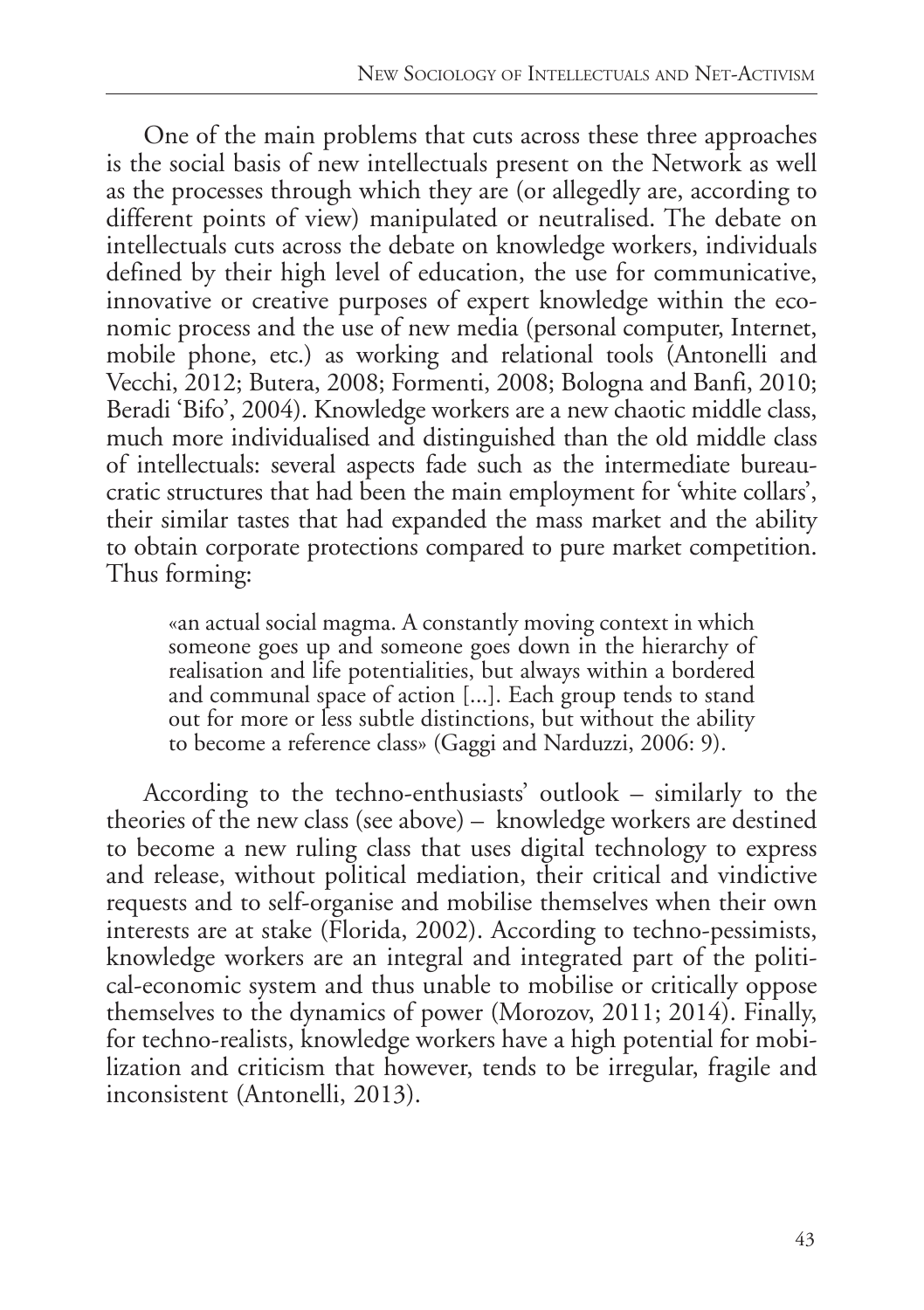One of the main problems that cuts across these three approaches is the social basis of new intellectuals present on the Network as well as the processes through which they are (or allegedly are, according to different points of view) manipulated or neutralised. The debate on intellectuals cuts across the debate on knowledge workers, individuals defined by their high level of education, the use for communicative, innovative or creative purposes of expert knowledge within the economic process and the use of new media (personal computer, Internet, mobile phone, etc.) as working and relational tools (Antonelli and Vecchi, 2012; Butera, 2008; Formenti, 2008; Bologna and Banfi, 2010; Beradi 'Bifo', 2004). Knowledge workers are a new chaotic middle class, much more individualised and distinguished than the old middle class of intellectuals: several aspects fade such as the intermediate bureaucratic structures that had been the main employment for 'white collars', their similar tastes that had expanded the mass market and the ability to obtain corporate protections compared to pure market competition. Thus forming:

> «an actual social magma. A constantly moving context in which someone goes up and someone goes down in the hierarchy of realisation and life potentialities, but always within a bordered and communal space of action [...]. Each group tends to stand out for more or less subtle distinctions, but without the ability to become a reference class» (Gaggi and Narduzzi, 2006: 9).

According to the techno-enthusiasts' outlook – similarly to the theories of the new class (see above) – knowledge workers are destined to become a new ruling class that uses digital technology to express and release, without political mediation, their critical and vindictive requests and to self-organise and mobilise themselves when their own interests are at stake (Florida, 2002). According to techno-pessimists, knowledge workers are an integral and integrated part of the political-economic system and thus unable to mobilise or critically oppose themselves to the dynamics of power (Morozov, 2011; 2014). Finally, for techno-realists, knowledge workers have a high potential for mobilization and criticism that however, tends to be irregular, fragile and inconsistent (Antonelli, 2013).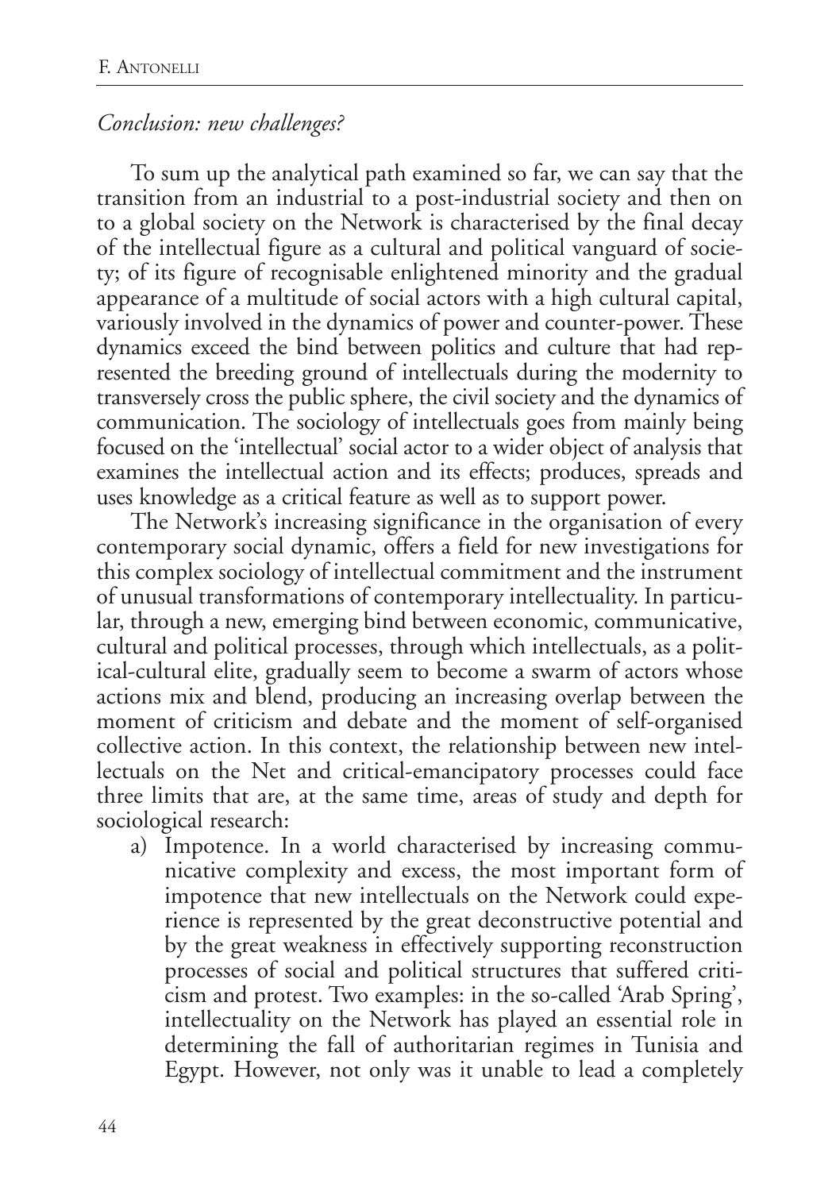*Conclusion: new challenges?*

To sum up the analytical path examined so far, we can say that the transition from an industrial to a post-industrial society and then on to a global society on the Network is characterised by the final decay of the intellectual figure as a cultural and political vanguard of society; of its figure of recognisable enlightened minority and the gradual appearance of a multitude of social actors with a high cultural capital, variously involved in the dynamics of power and counter-power. These dynamics exceed the bind between politics and culture that had represented the breeding ground of intellectuals during the modernity to transversely cross the public sphere, the civil society and the dynamics of communication. The sociology of intellectuals goes from mainly being focused on the 'intellectual' social actor to a wider object of analysis that examines the intellectual action and its effects; produces, spreads and uses knowledge as a critical feature as well as to support power.

The Network's increasing significance in the organisation of every contemporary social dynamic, offers a field for new investigations for this complex sociology of intellectual commitment and the instrument of unusual transformations of contemporary intellectuality. In particular, through a new, emerging bind between economic, communicative, cultural and political processes, through which intellectuals, as a political-cultural elite, gradually seem to become a swarm of actors whose actions mix and blend, producing an increasing overlap between the moment of criticism and debate and the moment of self-organised collective action. In this context, the relationship between new intellectuals on the Net and critical-emancipatory processes could face three limits that are, at the same time, areas of study and depth for sociological research:

a) Impotence. In a world characterised by increasing communicative complexity and excess, the most important form of impotence that new intellectuals on the Network could experience is represented by the great deconstructive potential and by the great weakness in effectively supporting reconstruction processes of social and political structures that suffered criticism and protest. Two examples: in the so-called 'Arab Spring', intellectuality on the Network has played an essential role in determining the fall of authoritarian regimes in Tunisia and Egypt. However, not only was it unable to lead a completely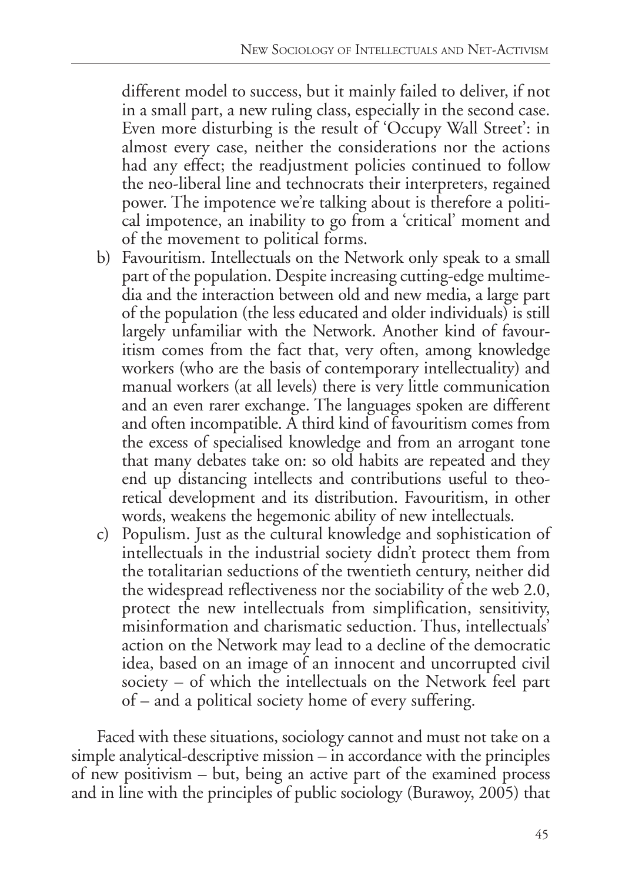different model to success, but it mainly failed to deliver, if not in a small part, a new ruling class, especially in the second case. Even more disturbing is the result of 'Occupy Wall Street': in almost every case, neither the considerations nor the actions had any effect; the readjustment policies continued to follow the neo-liberal line and technocrats their interpreters, regained power. The impotence we're talking about is therefore a political impotence, an inability to go from a 'critical' moment and of the movement to political forms.

b) Favouritism. Intellectuals on the Network only speak to a small part of the population. Despite increasing cutting-edge multimedia and the interaction between old and new media, a large part of the population (the less educated and older individuals) is still largely unfamiliar with the Network. Another kind of favouritism comes from the fact that, very often, among knowledge workers (who are the basis of contemporary intellectuality) and manual workers (at all levels) there is very little communication and an even rarer exchange. The languages spoken are different and often incompatible. A third kind of favouritism comes from the excess of specialised knowledge and from an arrogant tone that many debates take on: so old habits are repeated and they end up distancing intellects and contributions useful to theoretical development and its distribution. Favouritism, in other words, weakens the hegemonic ability of new intellectuals.

c) Populism. Just as the cultural knowledge and sophistication of intellectuals in the industrial society didn't protect them from the totalitarian seductions of the twentieth century, neither did the widespread reflectiveness nor the sociability of the web 2.0, protect the new intellectuals from simplification, sensitivity, misinformation and charismatic seduction. Thus, intellectuals' action on the Network may lead to a decline of the democratic idea, based on an image of an innocent and uncorrupted civil society – of which the intellectuals on the Network feel part of – and a political society home of every suffering.

Faced with these situations, sociology cannot and must not take on a simple analytical-descriptive mission – in accordance with the principles of new positivism – but, being an active part of the examined process and in line with the principles of public sociology (Burawoy, 2005) that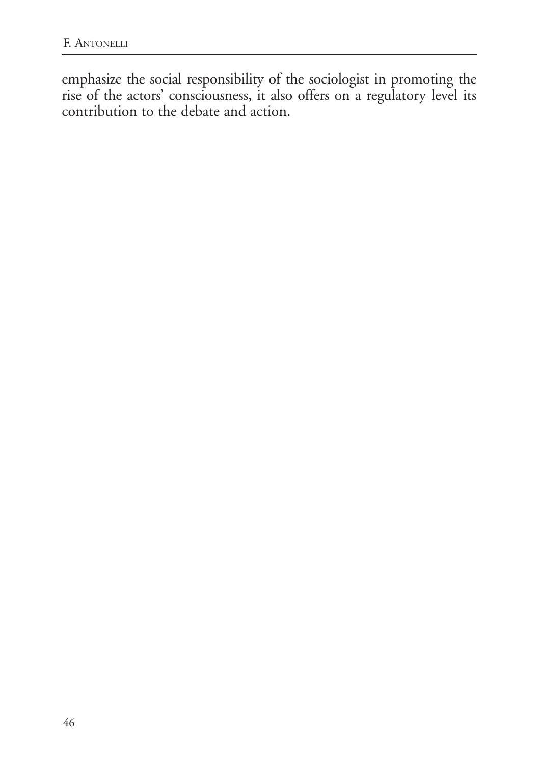emphasize the social responsibility of the sociologist in promoting the rise of the actors' consciousness, it also offers on a regulatory level its contribution to the debate and action.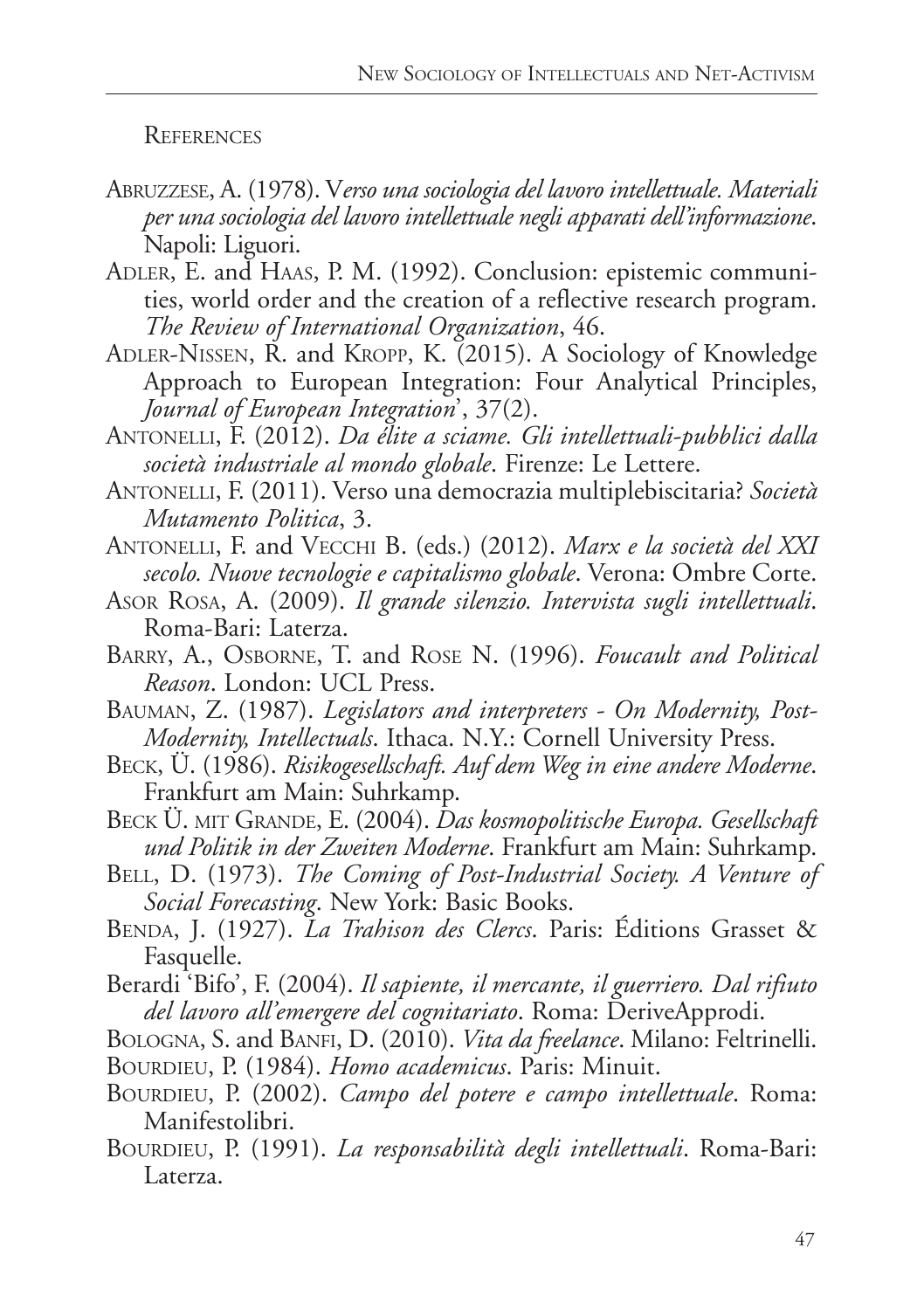## References

Abruzzese, A. (1978). V*erso una sociologia del lavoro intellettuale. Materiali per una sociologia del lavoro intellettuale negli apparati dell'informazione*. Napoli: Liguori.

Adler, E. and Haas, P. M. (1992). Conclusion: epistemic communities, world order and the creation of a reflective research program. *The Review of International Organization*, 46.

Adler-Nissen, R. and Kropp, K. (2015). A Sociology of Knowledge Approach to European Integration: Four Analytical Principles, *Journal of European Integration*', 37(2).

Antonelli, F. (2012). *Da élite a sciame. Gli intellettuali-pubblici dalla società industriale al mondo globale*. Firenze: Le Lettere.

Antonelli, F. (2011). Verso una democrazia multiplebiscitaria? *Società Mutamento Politica*, 3.

Antonelli, F. and Vecchi B. (eds.) (2012). *Marx e la società del XXI secolo. Nuove tecnologie e capitalismo globale*. Verona: Ombre Corte.

Asor Rosa, A. (2009). *Il grande silenzio. Intervista sugli intellettuali*. Roma-Bari: Laterza.

Barry, A., Osborne, T. and Rose N. (1996). *Foucault and Political Reason*. London: UCL Press.

Bauman, Z. (1987). *Legislators and interpreters - On Modernity, Post-Modernity, Intellectuals*. Ithaca. N.Y.: Cornell University Press.

Beck, Ü. (1986). *Risikogesellschaft. Auf dem Weg in eine andere Moderne*. Frankfurt am Main: Suhrkamp.

Beck Ü. mit Grande, E. (2004). *Das kosmopolitische Europa. Gesellschaft und Politik in der Zweiten Moderne*. Frankfurt am Main: Suhrkamp.

Bell, D. (1973). *The Coming of Post-Industrial Society. A Venture of Social Forecasting*. New York: Basic Books.

Benda, J. (1927). *La Trahison des Clercs*. Paris: Éditions Grasset & Fasquelle.

Berardi 'Bifo', F. (2004). *Il sapiente, il mercante, il guerriero. Dal rifiuto del lavoro all'emergere del cognitariato*. Roma: DeriveApprodi.

Bologna, S. and Banfi, D. (2010). *Vita da freelance*. Milano: Feltrinelli.

Bourdieu, P. (1984). *Homo academicus*. Paris: Minuit.

Bourdieu, P. (2002). *Campo del potere e campo intellettuale*. Roma: Manifestolibri.

Bourdieu, P. (1991). *La responsabilità degli intellettuali*. Roma-Bari: Laterza.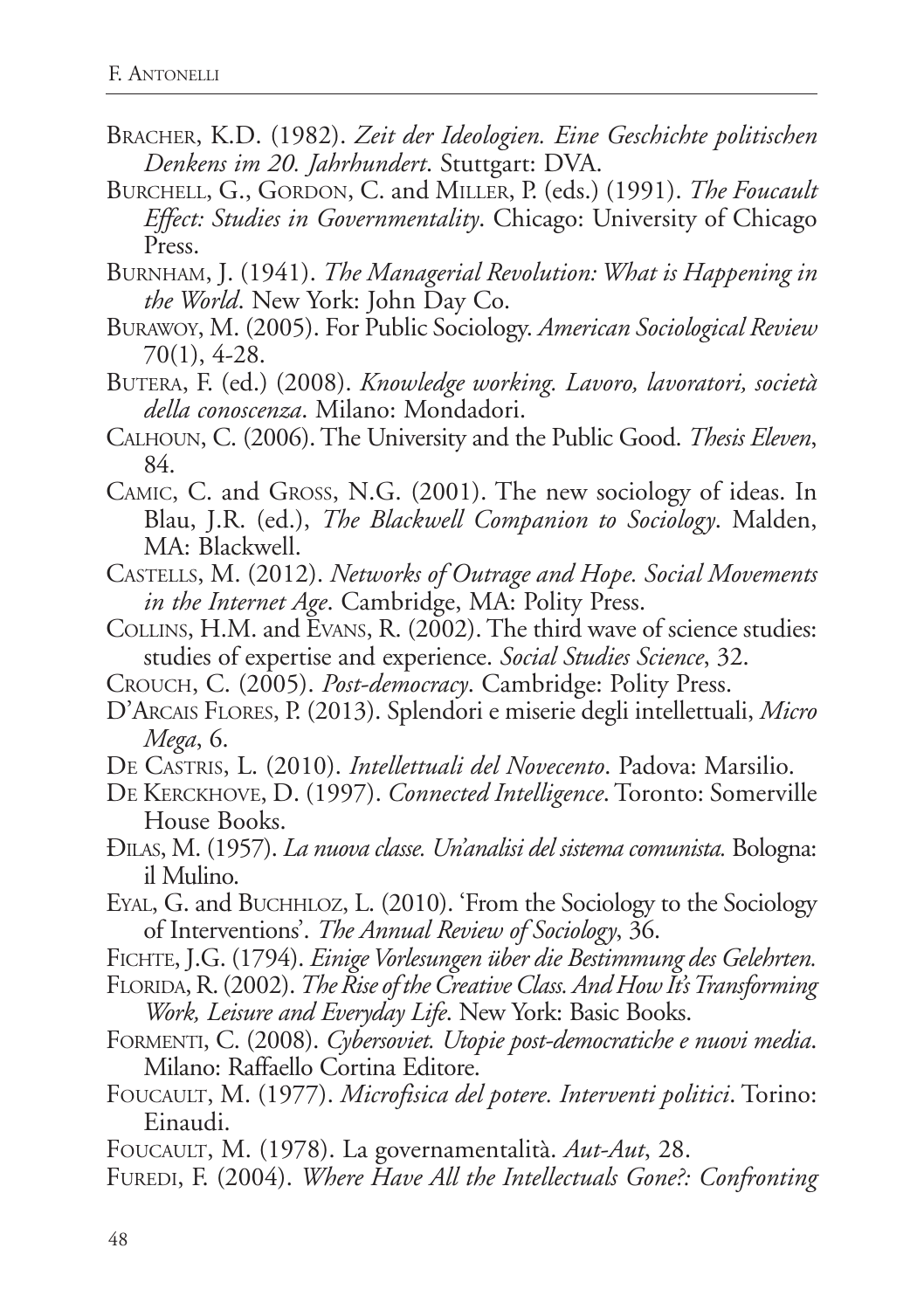Bracher, K.D. (1982). *Zeit der Ideologien. Eine Geschichte politischen Denkens im 20. Jahrhundert*. Stuttgart: DVA.

Burchell, G., Gordon, C. and Miller, P. (eds.) (1991). *The Foucault Effect: Studies in Governmentality*. Chicago: University of Chicago Press.

Burnham, J. (1941). *The Managerial Revolution: What is Happening in the World*. New York: John Day Co.

Burawoy, M. (2005). For Public Sociology. *American Sociological Review* 70(1), 4-28.

Butera, F. (ed.) (2008). *Knowledge working. Lavoro, lavoratori, società della conoscenza*. Milano: Mondadori.

Calhoun, C. (2006). The University and the Public Good. *Thesis Eleven*, 84.

Camic, C. and Gross, N.G. (2001). The new sociology of ideas. In Blau, J.R. (ed.), *The Blackwell Companion to Sociology*. Malden, MA: Blackwell.

Castells, M. (2012). *Networks of Outrage and Hope. Social Movements in the Internet Age*. Cambridge, MA: Polity Press.

Collins, H.M. and Evans, R. (2002). The third wave of science studies: studies of expertise and experience. *Social Studies Science*, 32.

Crouch, C. (2005). *Post-democracy*. Cambridge: Polity Press.

D'Arcais Flores, P. (2013). Splendori e miserie degli intellettuali, *Micro Mega*, 6.

De Castris, L. (2010). *Intellettuali del Novecento*. Padova: Marsilio.

De Kerckhove, D. (1997). *Connected Intelligence*. Toronto: Somerville House Books.

Đilas, M. (1957). *La nuova classe. Un'analisi del sistema comunista.* Bologna: il Mulino.

Eyal, G. and Buchhloz, L. (2010). 'From the Sociology to the Sociology of Interventions'. *The Annual Review of Sociology*, 36.

Fichte, J.G. (1794). *Einige Vorlesungen über die Bestimmung des Gelehrten.*

Florida, R. (2002). *The Rise of the Creative Class. And How It's Transforming Work, Leisure and Everyday Life*. New York: Basic Books.

Formenti, C. (2008). *Cybersoviet. Utopie post-democratiche e nuovi media*. Milano: Raffaello Cortina Editore.

Foucault, M. (1977). *Microfisica del potere. Interventi politici*. Torino: Einaudi.

Foucault, M. (1978). La governamentalità. *Aut-Aut*, 28.

Furedi, F. (2004). *Where Have All the Intellectuals Gone?: Confronting*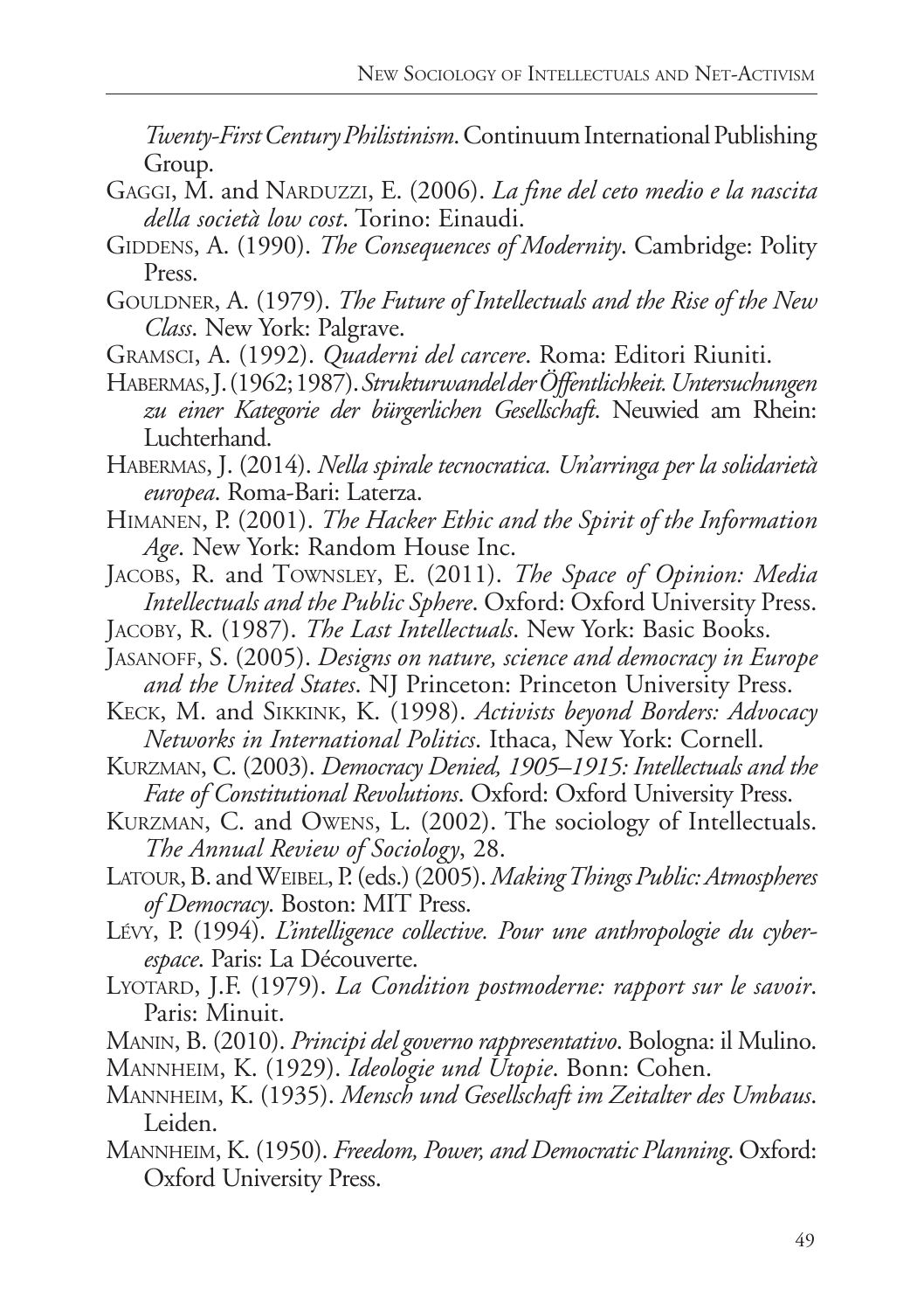*Twenty-First Century Philistinism*. Continuum International Publishing Group.

Gaggi, M. and Narduzzi, E. (2006). *La fine del ceto medio e la nascita della società low cost*. Torino: Einaudi.

Giddens, A. (1990). *The Consequences of Modernity*. Cambridge: Polity Press.

Gouldner, A. (1979). *The Future of Intellectuals and the Rise of the New Class*. New York: Palgrave.

Gramsci, A. (1992). *Quaderni del carcere*. Roma: Editori Riuniti.

Habermas, J. (1962; 1987). *Strukturwandel der Öffentlichkeit. Untersuchungen zu einer Kategorie der bürgerlichen Gesellschaft*. Neuwied am Rhein: Luchterhand.

Habermas, J. (2014). *Nella spirale tecnocratica. Un'arringa per la solidarietà europea*. Roma-Bari: Laterza.

Himanen, P. (2001). *The Hacker Ethic and the Spirit of the Information Age*. New York: Random House Inc.

Jacobs, R. and Townsley, E. (2011). *The Space of Opinion: Media Intellectuals and the Public Sphere*. Oxford: Oxford University Press.

Jacoby, R. (1987). *The Last Intellectuals*. New York: Basic Books.

Jasanoff, S. (2005). *Designs on nature, science and democracy in Europe and the United States*. NJ Princeton: Princeton University Press.

Keck, M. and Sikkink, K. (1998). *Activists beyond Borders: Advocacy Networks in International Politics*. Ithaca, New York: Cornell.

Kurzman, C. (2003). *Democracy Denied, 1905–1915: Intellectuals and the Fate of Constitutional Revolutions*. Oxford: Oxford University Press.

Kurzman, C. and Owens, L. (2002). The sociology of Intellectuals. *The Annual Review of Sociology*, 28.

Latour, B. and Weibel, P. (eds.) (2005). *Making Things Public: Atmospheres of Democracy*. Boston: MIT Press.

Lévy, P. (1994). *L'intelligence collective. Pour une anthropologie du cyberespace*. Paris: La Découverte.

Lyotard, J.F. (1979). *La Condition postmoderne: rapport sur le savoir*. Paris: Minuit.

Manin, B. (2010). *Principi del governo rappresentativo*. Bologna: il Mulino.

Mannheim, K. (1929). *Ideologie und Utopie*. Bonn: Cohen.

Mannheim, K. (1935). *Mensch und Gesellschaft im Zeitalter des Umbaus*. Leiden.

Mannheim, K. (1950). *Freedom, Power, and Democratic Planning*. Oxford: Oxford University Press.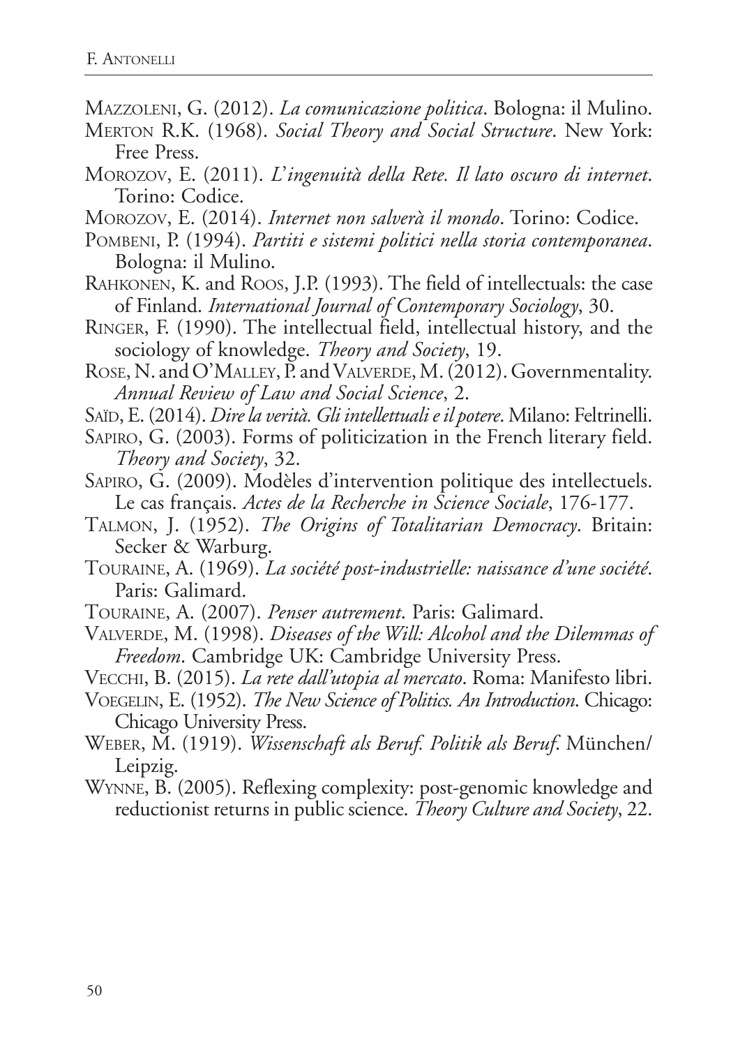Mazzoleni, G. (2012). *La comunicazione politica*. Bologna: il Mulino.

Merton R.K. (1968). *Social Theory and Social Structure*. New York: Free Press.

Morozov, E. (2011). *L'ingenuità della Rete. Il lato oscuro di internet*. Torino: Codice.

Morozov, E. (2014). *Internet non salverà il mondo*. Torino: Codice.

Pombeni, P. (1994). *Partiti e sistemi politici nella storia contemporanea*. Bologna: il Mulino.

Rahkonen, K. and Roos, J.P. (1993). The field of intellectuals: the case of Finland. *International Journal of Contemporary Sociology*, 30.

Ringer, F. (1990). The intellectual field, intellectual history, and the sociology of knowledge. *Theory and Society*, 19.

Rose, N. and O'Malley, P. and Valverde, M. (2012). Governmentality. *Annual Review of Law and Social Science*, 2.

Saïd, E. (2014). *Dire la verità. Gli intellettuali e il potere*. Milano: Feltrinelli.

Sapiro, G. (2003). Forms of politicization in the French literary field. *Theory and Society*, 32.

Sapiro, G. (2009). Modèles d'intervention politique des intellectuels. Le cas français. *Actes de la Recherche in Science Sociale*, 176-177.

Talmon, J. (1952). *The Origins of Totalitarian Democracy*. Britain: Secker & Warburg.

Touraine, A. (1969). *La société post-industrielle: naissance d'une société*. Paris: Galimard.

Touraine, A. (2007). *Penser autrement*. Paris: Galimard.

Valverde, M. (1998). *Diseases of the Will: Alcohol and the Dilemmas of Freedom*. Cambridge UK: Cambridge University Press.

Vecchi, B. (2015). *La rete dall'utopia al mercato*. Roma: Manifesto libri.

Voegelin, E. (1952). *The New Science of Politics. An Introduction*. Chicago: Chicago University Press.

Weber, M. (1919). *Wissenschaft als Beruf. Politik als Beruf*. München/Leipzig.

Wynne, B. (2005). Reflexing complexity: post-genomic knowledge and reductionist returns in public science. *Theory Culture and Society*, 22.